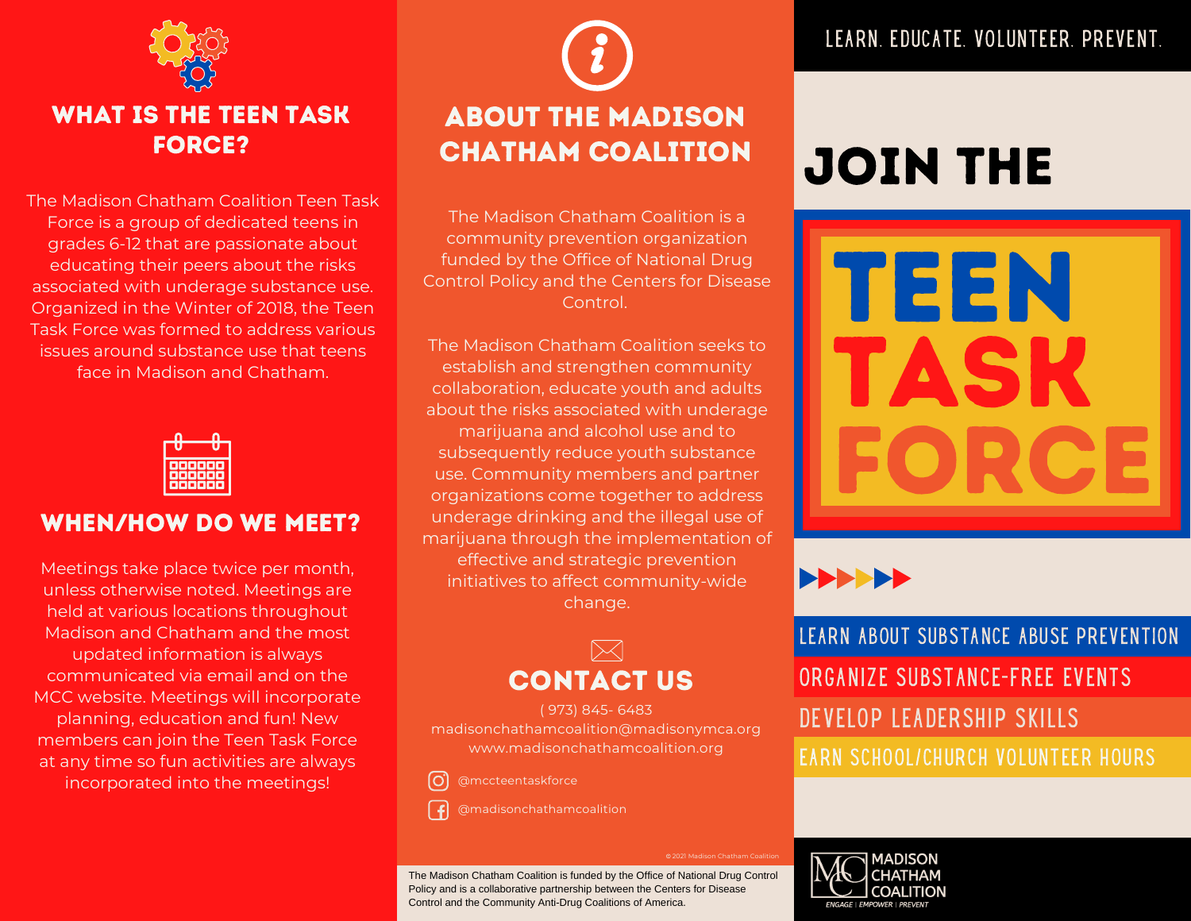## WHAT IS THE TEEN TASK FORCE?

The Madison Chatham Coalition Teen Task Force is a group of dedicated teens in grades 6-12 that are passionate about educating their peers about the risks associated with underage substance use. Organized in the Winter of 2018, the Teen Task Force was formed to address various issues around substance use that teens face in Madison and Chatham.

## WHEN/HOW DO WE MEET?

Meetings take place twice per month, unless otherwise noted. Meetings are held at various locations throughout Madison and Chatham and the most updated information is always communicated via email and on the MCC website. Meetings will incorporate planning, education and fun! New members can join the Teen Task Force at any time so fun activities are always incorporated into the meetings!

## ABOUT THE MADISON CHATHAM COALITION

The Madison Chatham Coalition is a community prevention organization funded by the Office of National Drug Control Policy and the Centers for Disease Control.

The Madison Chatham Coalition seeks to establish and strengthen community collaboration, educate youth and adults about the risks associated with underage marijuana and alcohol use and to subsequently reduce youth substance use. Community members and partner organizations come together to address underage drinking and the illegal use of marijuana through the implementation of effective and strategic prevention initiatives to affect community-wide change.

## CONTACT US

( 973) 845- 6483
madisonchathamcoalition@madisonymca.org
www.madisonchathamcoalition.org

@mccteentaskforce

@madisonchathamcoalition

© 2021 Madison Chatham Coalition

The Madison Chatham Coalition is funded by the Office of National Drug Control Policy and is a collaborative partnership between the Centers for Disease Control and the Community Anti-Drug Coalitions of America.

LEARN. EDUCATE. VOLUNTEER. PREVENT.

# JOIN THE TEEN TASK FORCE

- LEARN ABOUT SUBSTANCE ABUSE PREVENTION
- ORGANIZE SUBSTANCE-FREE EVENTS
- DEVELOP LEADERSHIP SKILLS
- EARN SCHOOL/CHURCH VOLUNTEER HOURS

MADISON CHATHAM COALITION
ENGAGE | EMPOWER | PREVENT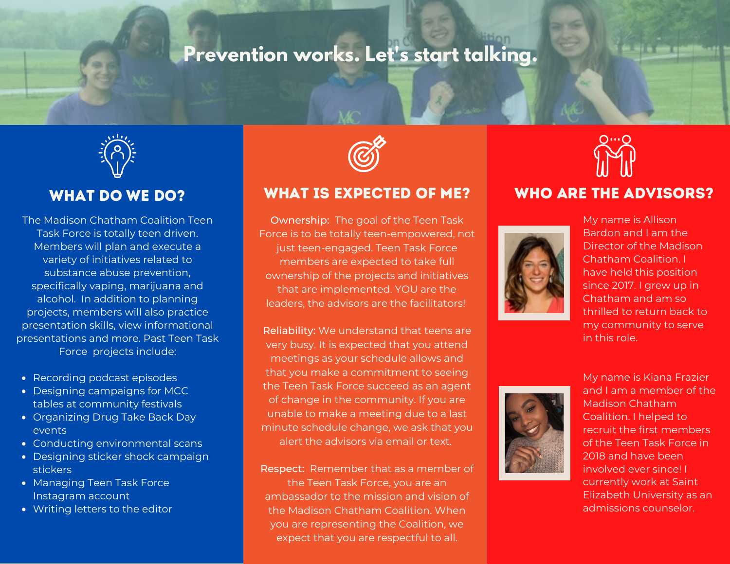# Prevention works. Let's start talking.

## WHAT DO WE DO?

The Madison Chatham Coalition Teen Task Force is totally teen driven. Members will plan and execute a variety of initiatives related to substance abuse prevention, specifically vaping, marijuana and alcohol. In addition to planning projects, members will also practice presentation skills, view informational presentations and more. Past Teen Task Force projects include:

- Recording podcast episodes
- Designing campaigns for MCC tables at community festivals
- Organizing Drug Take Back Day events
- Conducting environmental scans
- Designing sticker shock campaign stickers
- Managing Teen Task Force Instagram account
- Writing letters to the editor

## WHAT IS EXPECTED OF ME?

Ownership: The goal of the Teen Task Force is to be totally teen-empowered, not just teen-engaged. Teen Task Force members are expected to take full ownership of the projects and initiatives that are implemented. YOU are the leaders, the advisors are the facilitators!

Reliability: We understand that teens are very busy. It is expected that you attend meetings as your schedule allows and that you make a commitment to seeing the Teen Task Force succeed as an agent of change in the community. If you are unable to make a meeting due to a last minute schedule change, we ask that you alert the advisors via email or text.

Respect: Remember that as a member of the Teen Task Force, you are an ambassador to the mission and vision of the Madison Chatham Coalition. When you are representing the Coalition, we expect that you are respectful to all.

## WHO ARE THE ADVISORS?

My name is Allison Bardon and I am the Director of the Madison Chatham Coalition. I have held this position since 2017. I grew up in Chatham and am so thrilled to return back to my community to serve in this role.

My name is Kiana Frazier and I am a member of the Madison Chatham Coalition. I helped to recruit the first members of the Teen Task Force in 2018 and have been involved ever since! I currently work at Saint Elizabeth University as an admissions counselor.